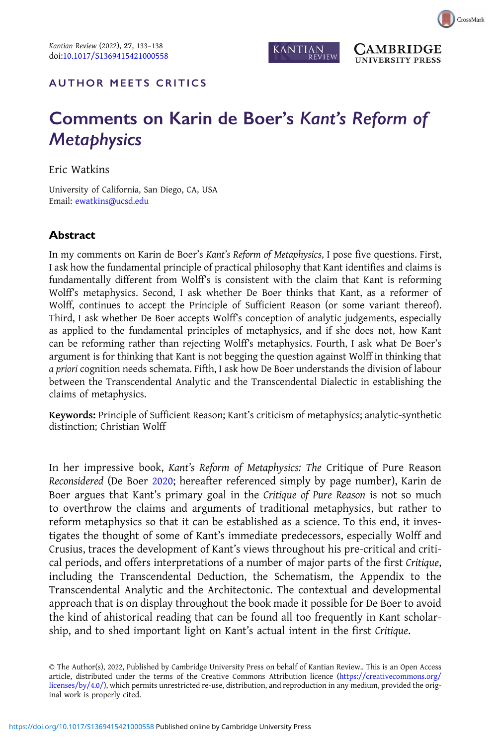AUTHOR MEETS CRITICS

# Comments on Karin de Boer's *Kant's Reform of Metaphysics*

Eric Watkins

University of California, San Diego, CA, USA
Email: ewatkins@ucsd.edu

## Abstract

In my comments on Karin de Boer's *Kant's Reform of Metaphysics*, I pose five questions. First, I ask how the fundamental principle of practical philosophy that Kant identifies and claims is fundamentally different from Wolff's is consistent with the claim that Kant is reforming Wolff's metaphysics. Second, I ask whether De Boer thinks that Kant, as a reformer of Wolff, continues to accept the Principle of Sufficient Reason (or some variant thereof). Third, I ask whether De Boer accepts Wolff's conception of analytic judgements, especially as applied to the fundamental principles of metaphysics, and if she does not, how Kant can be reforming rather than rejecting Wolff's metaphysics. Fourth, I ask what De Boer's argument is for thinking that Kant is not begging the question against Wolff in thinking that *a priori* cognition needs schemata. Fifth, I ask how De Boer understands the division of labour between the Transcendental Analytic and the Transcendental Dialectic in establishing the claims of metaphysics.

**Keywords:** Principle of Sufficient Reason; Kant's criticism of metaphysics; analytic-synthetic distinction; Christian Wolff

In her impressive book, *Kant's Reform of Metaphysics: The* Critique of Pure Reason *Reconsidered* (De Boer 2020; hereafter referenced simply by page number), Karin de Boer argues that Kant's primary goal in the *Critique of Pure Reason* is not so much to overthrow the claims and arguments of traditional metaphysics, but rather to reform metaphysics so that it can be established as a science. To this end, it investigates the thought of some of Kant's immediate predecessors, especially Wolff and Crusius, traces the development of Kant's views throughout his pre-critical and critical periods, and offers interpretations of a number of major parts of the first *Critique*, including the Transcendental Deduction, the Schematism, the Appendix to the Transcendental Analytic and the Architectonic. The contextual and developmental approach that is on display throughout the book made it possible for De Boer to avoid the kind of ahistorical reading that can be found all too frequently in Kant scholarship, and to shed important light on Kant's actual intent in the first *Critique*.

© The Author(s), 2022, Published by Cambridge University Press on behalf of Kantian Review.. This is an Open Access article, distributed under the terms of the Creative Commons Attribution licence (https://creativecommons.org/licenses/by/4.0/), which permits unrestricted re-use, distribution, and reproduction in any medium, provided the original work is properly cited.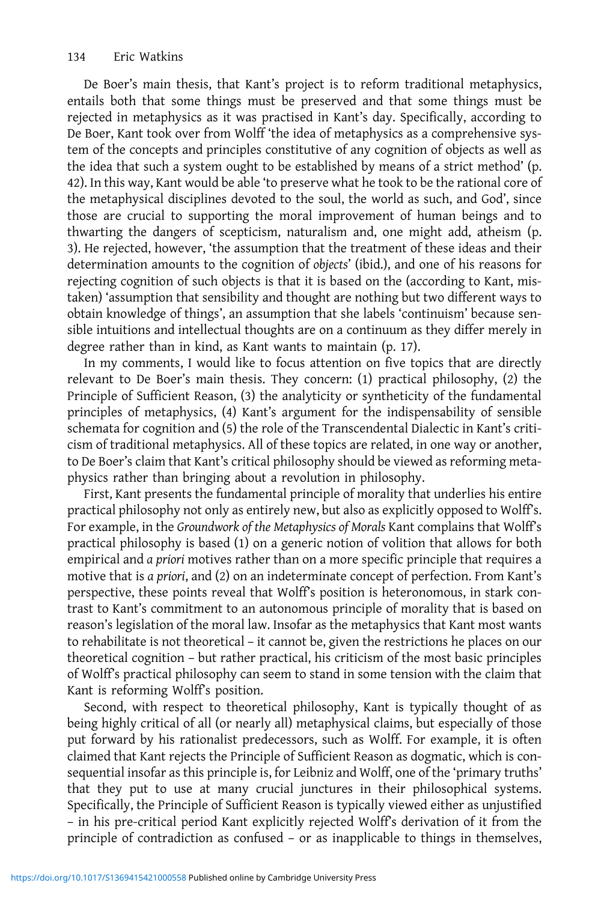De Boer's main thesis, that Kant's project is to reform traditional metaphysics, entails both that some things must be preserved and that some things must be rejected in metaphysics as it was practised in Kant's day. Specifically, according to De Boer, Kant took over from Wolff 'the idea of metaphysics as a comprehensive system of the concepts and principles constitutive of any cognition of objects as well as the idea that such a system ought to be established by means of a strict method' (p. 42). In this way, Kant would be able 'to preserve what he took to be the rational core of the metaphysical disciplines devoted to the soul, the world as such, and God', since those are crucial to supporting the moral improvement of human beings and to thwarting the dangers of scepticism, naturalism and, one might add, atheism (p. 3). He rejected, however, 'the assumption that the treatment of these ideas and their determination amounts to the cognition of *objects*' (ibid.), and one of his reasons for rejecting cognition of such objects is that it is based on the (according to Kant, mistaken) 'assumption that sensibility and thought are nothing but two different ways to obtain knowledge of things', an assumption that she labels 'continuism' because sensible intuitions and intellectual thoughts are on a continuum as they differ merely in degree rather than in kind, as Kant wants to maintain (p. 17).

In my comments, I would like to focus attention on five topics that are directly relevant to De Boer's main thesis. They concern: (1) practical philosophy, (2) the Principle of Sufficient Reason, (3) the analyticity or syntheticity of the fundamental principles of metaphysics, (4) Kant's argument for the indispensability of sensible schemata for cognition and (5) the role of the Transcendental Dialectic in Kant's criticism of traditional metaphysics. All of these topics are related, in one way or another, to De Boer's claim that Kant's critical philosophy should be viewed as reforming metaphysics rather than bringing about a revolution in philosophy.

First, Kant presents the fundamental principle of morality that underlies his entire practical philosophy not only as entirely new, but also as explicitly opposed to Wolff's. For example, in the *Groundwork of the Metaphysics of Morals* Kant complains that Wolff's practical philosophy is based (1) on a generic notion of volition that allows for both empirical and *a priori* motives rather than on a more specific principle that requires a motive that is *a priori*, and (2) on an indeterminate concept of perfection. From Kant's perspective, these points reveal that Wolff's position is heteronomous, in stark contrast to Kant's commitment to an autonomous principle of morality that is based on reason's legislation of the moral law. Insofar as the metaphysics that Kant most wants to rehabilitate is not theoretical – it cannot be, given the restrictions he places on our theoretical cognition – but rather practical, his criticism of the most basic principles of Wolff's practical philosophy can seem to stand in some tension with the claim that Kant is reforming Wolff's position.

Second, with respect to theoretical philosophy, Kant is typically thought of as being highly critical of all (or nearly all) metaphysical claims, but especially of those put forward by his rationalist predecessors, such as Wolff. For example, it is often claimed that Kant rejects the Principle of Sufficient Reason as dogmatic, which is consequential insofar as this principle is, for Leibniz and Wolff, one of the 'primary truths' that they put to use at many crucial junctures in their philosophical systems. Specifically, the Principle of Sufficient Reason is typically viewed either as unjustified – in his pre-critical period Kant explicitly rejected Wolff's derivation of it from the principle of contradiction as confused – or as inapplicable to things in themselves,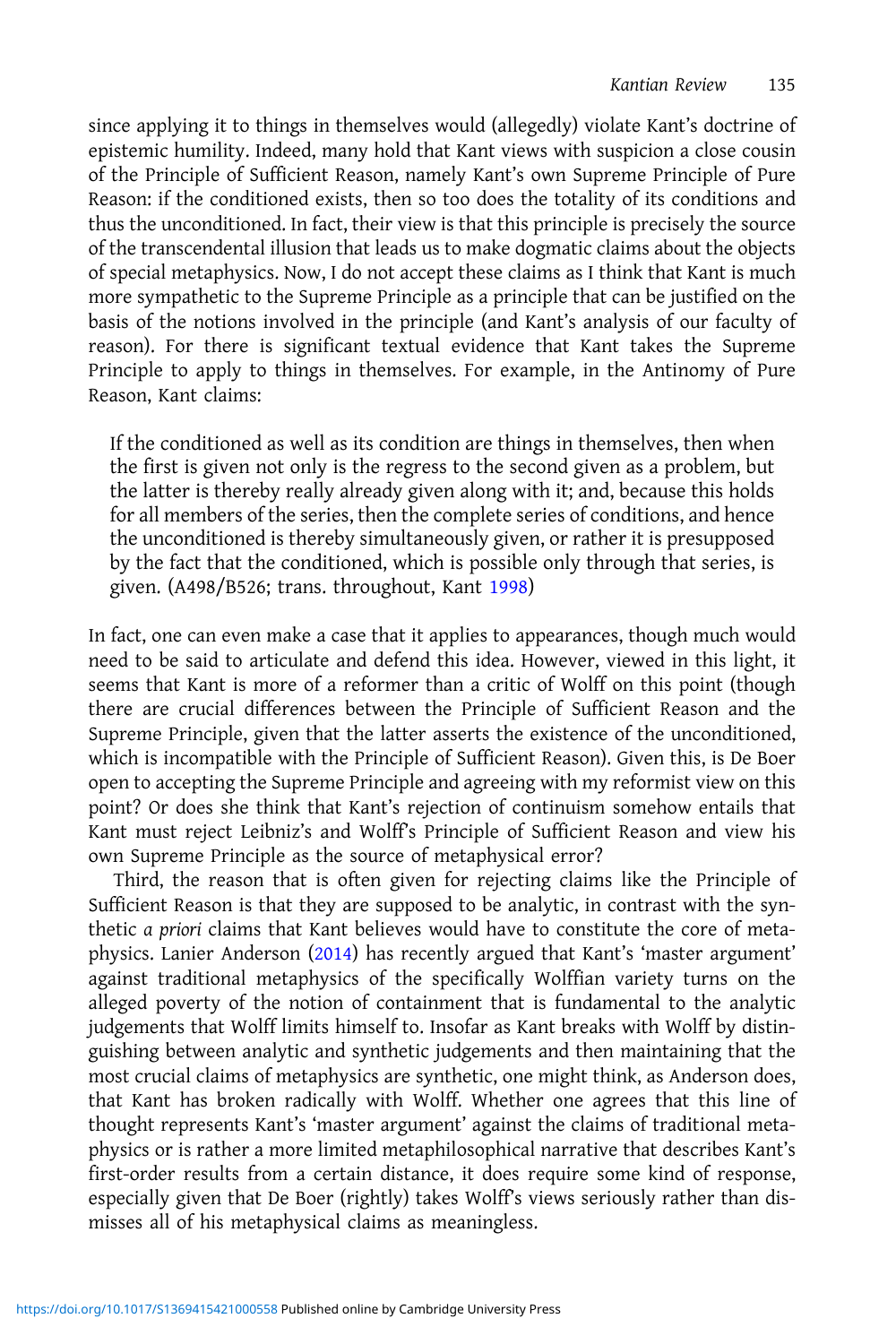since applying it to things in themselves would (allegedly) violate Kant's doctrine of epistemic humility. Indeed, many hold that Kant views with suspicion a close cousin of the Principle of Sufficient Reason, namely Kant's own Supreme Principle of Pure Reason: if the conditioned exists, then so too does the totality of its conditions and thus the unconditioned. In fact, their view is that this principle is precisely the source of the transcendental illusion that leads us to make dogmatic claims about the objects of special metaphysics. Now, I do not accept these claims as I think that Kant is much more sympathetic to the Supreme Principle as a principle that can be justified on the basis of the notions involved in the principle (and Kant's analysis of our faculty of reason). For there is significant textual evidence that Kant takes the Supreme Principle to apply to things in themselves. For example, in the Antinomy of Pure Reason, Kant claims:

> If the conditioned as well as its condition are things in themselves, then when the first is given not only is the regress to the second given as a problem, but the latter is thereby really already given along with it; and, because this holds for all members of the series, then the complete series of conditions, and hence the unconditioned is thereby simultaneously given, or rather it is presupposed by the fact that the conditioned, which is possible only through that series, is given. (A498/B526; trans. throughout, Kant 1998)

In fact, one can even make a case that it applies to appearances, though much would need to be said to articulate and defend this idea. However, viewed in this light, it seems that Kant is more of a reformer than a critic of Wolff on this point (though there are crucial differences between the Principle of Sufficient Reason and the Supreme Principle, given that the latter asserts the existence of the unconditioned, which is incompatible with the Principle of Sufficient Reason). Given this, is De Boer open to accepting the Supreme Principle and agreeing with my reformist view on this point? Or does she think that Kant's rejection of continuism somehow entails that Kant must reject Leibniz's and Wolff's Principle of Sufficient Reason and view his own Supreme Principle as the source of metaphysical error?

Third, the reason that is often given for rejecting claims like the Principle of Sufficient Reason is that they are supposed to be analytic, in contrast with the synthetic *a priori* claims that Kant believes would have to constitute the core of metaphysics. Lanier Anderson (2014) has recently argued that Kant's 'master argument' against traditional metaphysics of the specifically Wolffian variety turns on the alleged poverty of the notion of containment that is fundamental to the analytic judgements that Wolff limits himself to. Insofar as Kant breaks with Wolff by distinguishing between analytic and synthetic judgements and then maintaining that the most crucial claims of metaphysics are synthetic, one might think, as Anderson does, that Kant has broken radically with Wolff. Whether one agrees that this line of thought represents Kant's 'master argument' against the claims of traditional metaphysics or is rather a more limited metaphilosophical narrative that describes Kant's first-order results from a certain distance, it does require some kind of response, especially given that De Boer (rightly) takes Wolff's views seriously rather than dismisses all of his metaphysical claims as meaningless.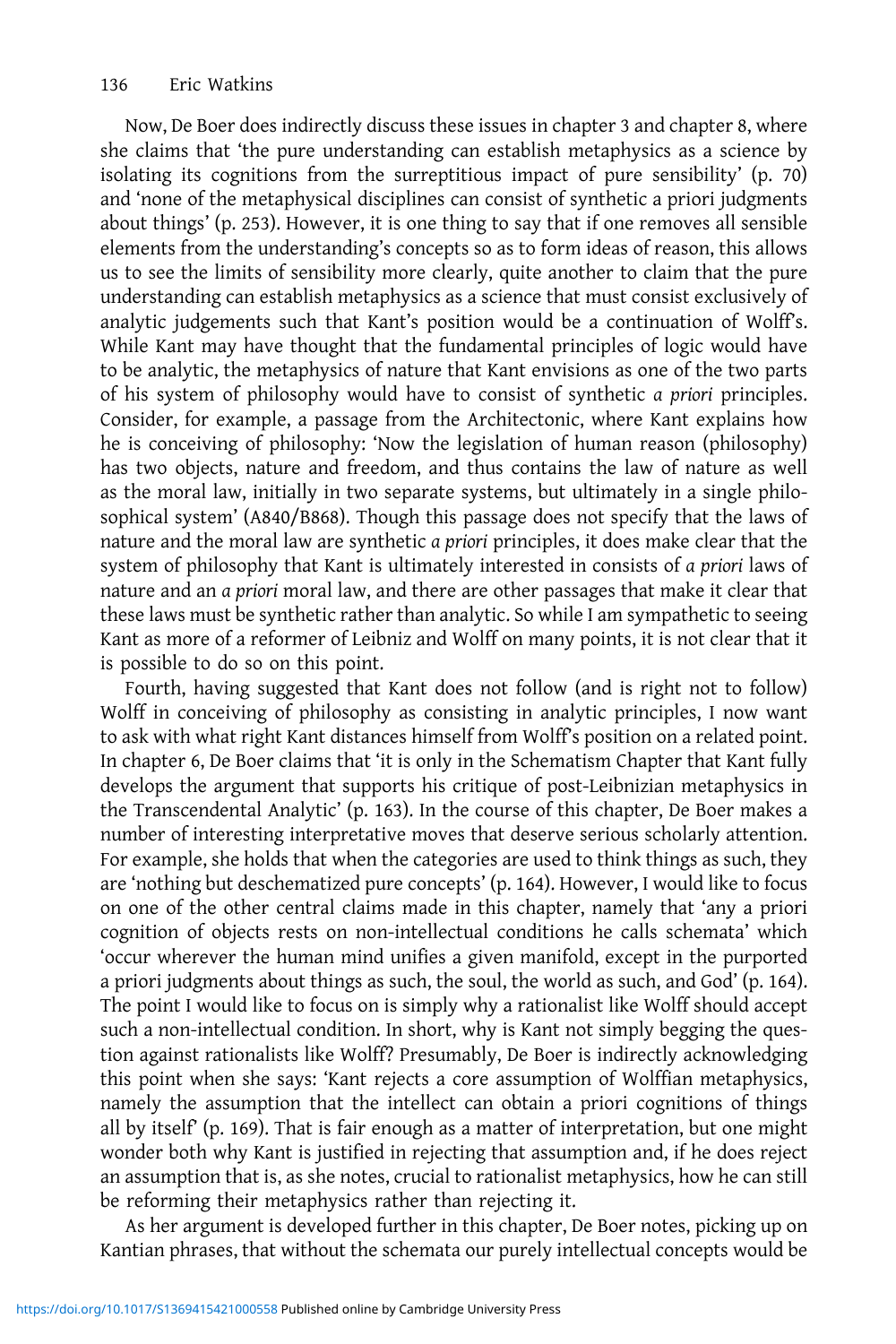Now, De Boer does indirectly discuss these issues in chapter 3 and chapter 8, where she claims that 'the pure understanding can establish metaphysics as a science by isolating its cognitions from the surreptitious impact of pure sensibility' (p. 70) and 'none of the metaphysical disciplines can consist of synthetic a priori judgments about things' (p. 253). However, it is one thing to say that if one removes all sensible elements from the understanding's concepts so as to form ideas of reason, this allows us to see the limits of sensibility more clearly, quite another to claim that the pure understanding can establish metaphysics as a science that must consist exclusively of analytic judgements such that Kant's position would be a continuation of Wolff's. While Kant may have thought that the fundamental principles of logic would have to be analytic, the metaphysics of nature that Kant envisions as one of the two parts of his system of philosophy would have to consist of synthetic *a priori* principles. Consider, for example, a passage from the Architectonic, where Kant explains how he is conceiving of philosophy: 'Now the legislation of human reason (philosophy) has two objects, nature and freedom, and thus contains the law of nature as well as the moral law, initially in two separate systems, but ultimately in a single philosophical system' (A840/B868). Though this passage does not specify that the laws of nature and the moral law are synthetic *a priori* principles, it does make clear that the system of philosophy that Kant is ultimately interested in consists of *a priori* laws of nature and an *a priori* moral law, and there are other passages that make it clear that these laws must be synthetic rather than analytic. So while I am sympathetic to seeing Kant as more of a reformer of Leibniz and Wolff on many points, it is not clear that it is possible to do so on this point.

Fourth, having suggested that Kant does not follow (and is right not to follow) Wolff in conceiving of philosophy as consisting in analytic principles, I now want to ask with what right Kant distances himself from Wolff's position on a related point. In chapter 6, De Boer claims that 'it is only in the Schematism Chapter that Kant fully develops the argument that supports his critique of post-Leibnizian metaphysics in the Transcendental Analytic' (p. 163). In the course of this chapter, De Boer makes a number of interesting interpretative moves that deserve serious scholarly attention. For example, she holds that when the categories are used to think things as such, they are 'nothing but deschematized pure concepts' (p. 164). However, I would like to focus on one of the other central claims made in this chapter, namely that 'any a priori cognition of objects rests on non-intellectual conditions he calls schemata' which 'occur wherever the human mind unifies a given manifold, except in the purported a priori judgments about things as such, the soul, the world as such, and God' (p. 164). The point I would like to focus on is simply why a rationalist like Wolff should accept such a non-intellectual condition. In short, why is Kant not simply begging the question against rationalists like Wolff? Presumably, De Boer is indirectly acknowledging this point when she says: 'Kant rejects a core assumption of Wolffian metaphysics, namely the assumption that the intellect can obtain a priori cognitions of things all by itself' (p. 169). That is fair enough as a matter of interpretation, but one might wonder both why Kant is justified in rejecting that assumption and, if he does reject an assumption that is, as she notes, crucial to rationalist metaphysics, how he can still be reforming their metaphysics rather than rejecting it.

As her argument is developed further in this chapter, De Boer notes, picking up on Kantian phrases, that without the schemata our purely intellectual concepts would be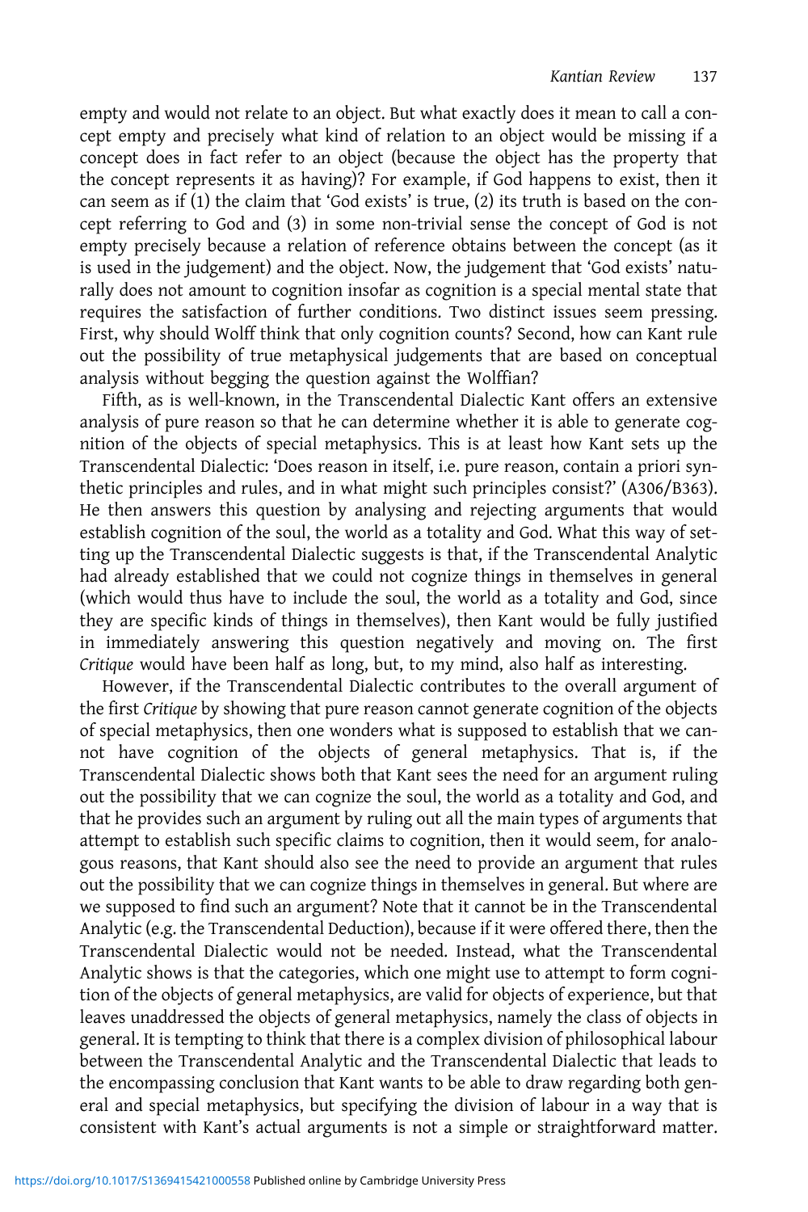empty and would not relate to an object. But what exactly does it mean to call a concept empty and precisely what kind of relation to an object would be missing if a concept does in fact refer to an object (because the object has the property that the concept represents it as having)? For example, if God happens to exist, then it can seem as if (1) the claim that 'God exists' is true, (2) its truth is based on the concept referring to God and (3) in some non-trivial sense the concept of God is not empty precisely because a relation of reference obtains between the concept (as it is used in the judgement) and the object. Now, the judgement that 'God exists' naturally does not amount to cognition insofar as cognition is a special mental state that requires the satisfaction of further conditions. Two distinct issues seem pressing. First, why should Wolff think that only cognition counts? Second, how can Kant rule out the possibility of true metaphysical judgements that are based on conceptual analysis without begging the question against the Wolffian?

Fifth, as is well-known, in the Transcendental Dialectic Kant offers an extensive analysis of pure reason so that he can determine whether it is able to generate cognition of the objects of special metaphysics. This is at least how Kant sets up the Transcendental Dialectic: 'Does reason in itself, i.e. pure reason, contain a priori synthetic principles and rules, and in what might such principles consist?' (A306/B363). He then answers this question by analysing and rejecting arguments that would establish cognition of the soul, the world as a totality and God. What this way of setting up the Transcendental Dialectic suggests is that, if the Transcendental Analytic had already established that we could not cognize things in themselves in general (which would thus have to include the soul, the world as a totality and God, since they are specific kinds of things in themselves), then Kant would be fully justified in immediately answering this question negatively and moving on. The first *Critique* would have been half as long, but, to my mind, also half as interesting.

However, if the Transcendental Dialectic contributes to the overall argument of the first *Critique* by showing that pure reason cannot generate cognition of the objects of special metaphysics, then one wonders what is supposed to establish that we cannot have cognition of the objects of general metaphysics. That is, if the Transcendental Dialectic shows both that Kant sees the need for an argument ruling out the possibility that we can cognize the soul, the world as a totality and God, and that he provides such an argument by ruling out all the main types of arguments that attempt to establish such specific claims to cognition, then it would seem, for analogous reasons, that Kant should also see the need to provide an argument that rules out the possibility that we can cognize things in themselves in general. But where are we supposed to find such an argument? Note that it cannot be in the Transcendental Analytic (e.g. the Transcendental Deduction), because if it were offered there, then the Transcendental Dialectic would not be needed. Instead, what the Transcendental Analytic shows is that the categories, which one might use to attempt to form cognition of the objects of general metaphysics, are valid for objects of experience, but that leaves unaddressed the objects of general metaphysics, namely the class of objects in general. It is tempting to think that there is a complex division of philosophical labour between the Transcendental Analytic and the Transcendental Dialectic that leads to the encompassing conclusion that Kant wants to be able to draw regarding both general and special metaphysics, but specifying the division of labour in a way that is consistent with Kant's actual arguments is not a simple or straightforward matter.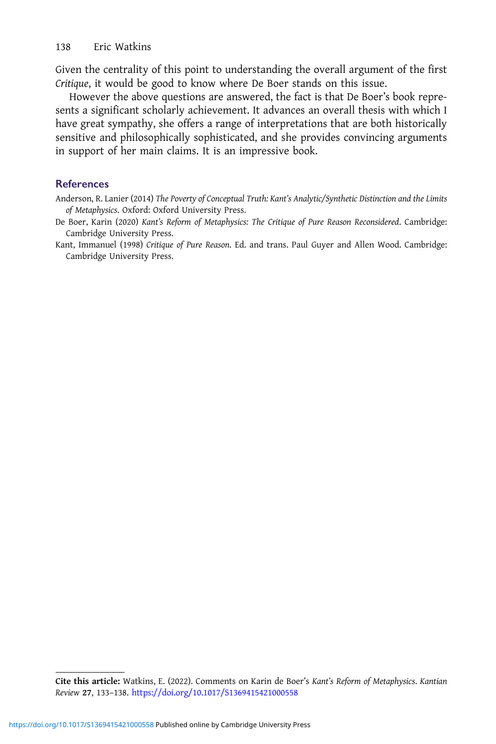Given the centrality of this point to understanding the overall argument of the first *Critique*, it would be good to know where De Boer stands on this issue.

However the above questions are answered, the fact is that De Boer's book represents a significant scholarly achievement. It advances an overall thesis with which I have great sympathy, she offers a range of interpretations that are both historically sensitive and philosophically sophisticated, and she provides convincing arguments in support of her main claims. It is an impressive book.

## References

Anderson, R. Lanier (2014) *The Poverty of Conceptual Truth: Kant's Analytic/Synthetic Distinction and the Limits of Metaphysics*. Oxford: Oxford University Press.

De Boer, Karin (2020) *Kant's Reform of Metaphysics: The Critique of Pure Reason Reconsidered*. Cambridge: Cambridge University Press.

Kant, Immanuel (1998) *Critique of Pure Reason*. Ed. and trans. Paul Guyer and Allen Wood. Cambridge: Cambridge University Press.

**Cite this article:** Watkins, E. (2022). Comments on Karin de Boer's *Kant's Reform of Metaphysics*. *Kantian Review* **27**, 133–138. https://doi.org/10.1017/S1369415421000558